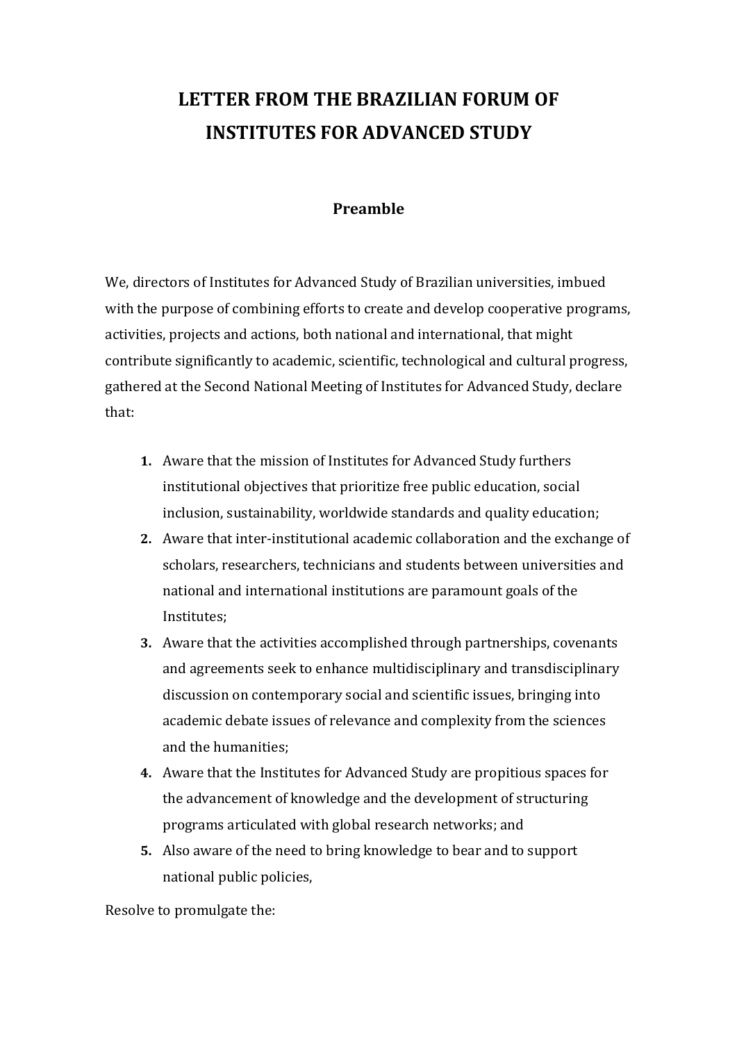# LETTER FROM THE BRAZILIAN FORUM OF INSTITUTES FOR ADVANCED STUDY

## Preamble

We, directors of Institutes for Advanced Study of Brazilian universities, imbued with the purpose of combining efforts to create and develop cooperative programs, activities, projects and actions, both national and international, that might contribute significantly to academic, scientific, technological and cultural progress, gathered at the Second National Meeting of Institutes for Advanced Study, declare that:

1. Aware that the mission of Institutes for Advanced Study furthers institutional objectives that prioritize free public education, social inclusion, sustainability, worldwide standards and quality education;
2. Aware that inter-institutional academic collaboration and the exchange of scholars, researchers, technicians and students between universities and national and international institutions are paramount goals of the Institutes;
3. Aware that the activities accomplished through partnerships, covenants and agreements seek to enhance multidisciplinary and transdisciplinary discussion on contemporary social and scientific issues, bringing into academic debate issues of relevance and complexity from the sciences and the humanities;
4. Aware that the Institutes for Advanced Study are propitious spaces for the advancement of knowledge and the development of structuring programs articulated with global research networks; and
5. Also aware of the need to bring knowledge to bear and to support national public policies,

Resolve to promulgate the: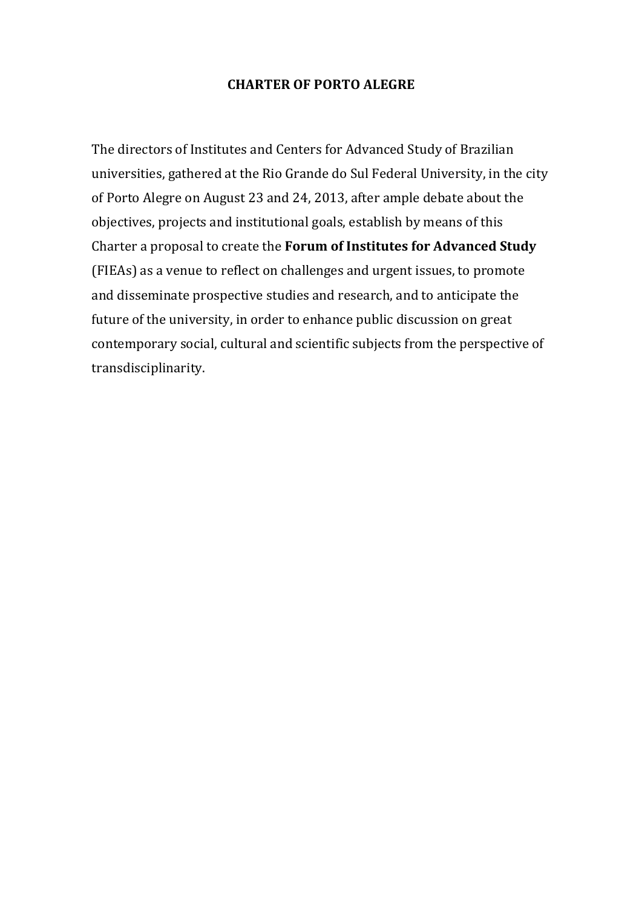# CHARTER OF PORTO ALEGRE

The directors of Institutes and Centers for Advanced Study of Brazilian universities, gathered at the Rio Grande do Sul Federal University, in the city of Porto Alegre on August 23 and 24, 2013, after ample debate about the objectives, projects and institutional goals, establish by means of this Charter a proposal to create the **Forum of Institutes for Advanced Study** (FIEAs) as a venue to reflect on challenges and urgent issues, to promote and disseminate prospective studies and research, and to anticipate the future of the university, in order to enhance public discussion on great contemporary social, cultural and scientific subjects from the perspective of transdisciplinarity.